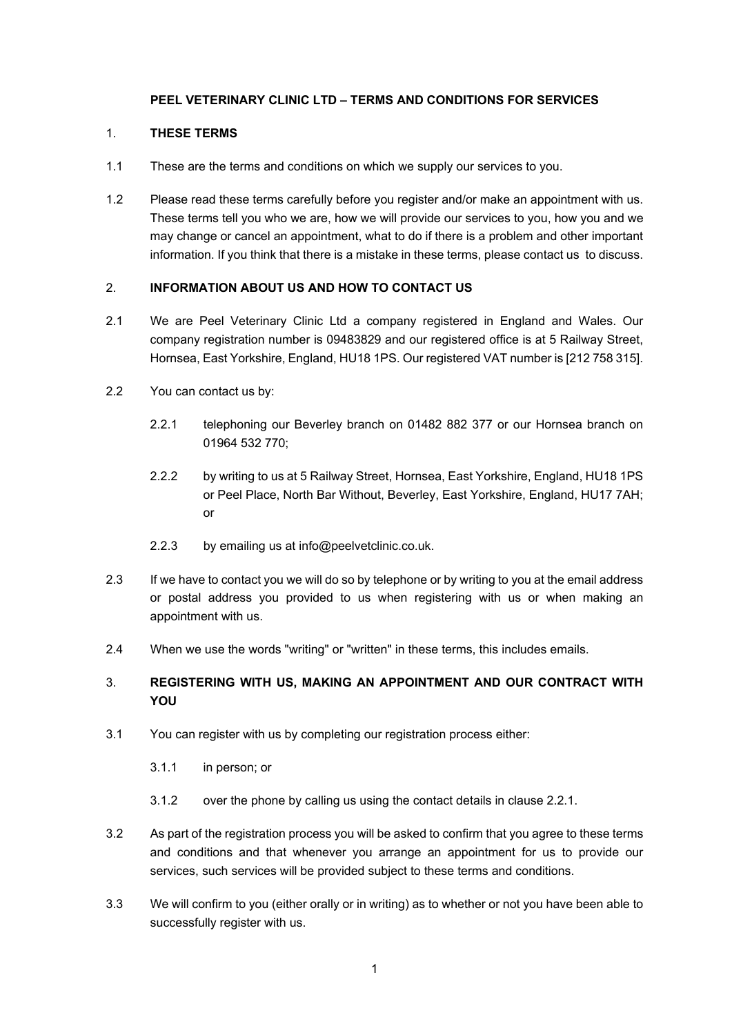# PEEL VETERINARY CLINIC LTD – TERMS AND CONDITIONS FOR SERVICES

## 1. THESE TERMS

1.1 These are the terms and conditions on which we supply our services to you.

1.2 Please read these terms carefully before you register and/or make an appointment with us. These terms tell you who we are, how we will provide our services to you, how you and we may change or cancel an appointment, what to do if there is a problem and other important information. If you think that there is a mistake in these terms, please contact us to discuss.

## 2. INFORMATION ABOUT US AND HOW TO CONTACT US

2.1 We are Peel Veterinary Clinic Ltd a company registered in England and Wales. Our company registration number is 09483829 and our registered office is at 5 Railway Street, Hornsea, East Yorkshire, England, HU18 1PS. Our registered VAT number is [212 758 315].

2.2 You can contact us by:

2.2.1 telephoning our Beverley branch on 01482 882 377 or our Hornsea branch on 01964 532 770;

2.2.2 by writing to us at 5 Railway Street, Hornsea, East Yorkshire, England, HU18 1PS or Peel Place, North Bar Without, Beverley, East Yorkshire, England, HU17 7AH; or

2.2.3 by emailing us at info@peelvetclinic.co.uk.

2.3 If we have to contact you we will do so by telephone or by writing to you at the email address or postal address you provided to us when registering with us or when making an appointment with us.

2.4 When we use the words "writing" or "written" in these terms, this includes emails.

## 3. REGISTERING WITH US, MAKING AN APPOINTMENT AND OUR CONTRACT WITH YOU

3.1 You can register with us by completing our registration process either:

3.1.1 in person; or

3.1.2 over the phone by calling us using the contact details in clause 2.2.1.

3.2 As part of the registration process you will be asked to confirm that you agree to these terms and conditions and that whenever you arrange an appointment for us to provide our services, such services will be provided subject to these terms and conditions.

3.3 We will confirm to you (either orally or in writing) as to whether or not you have been able to successfully register with us.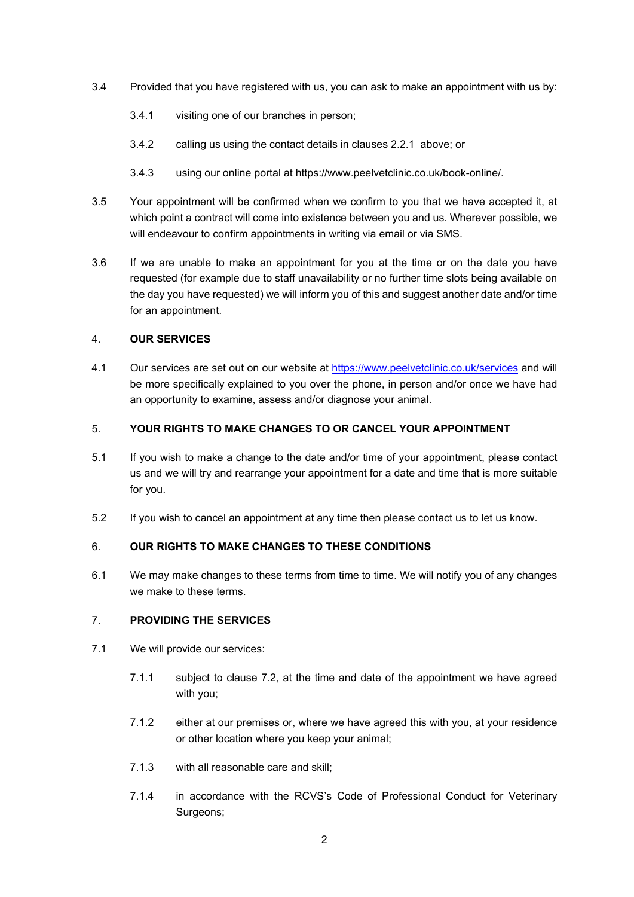3.4 Provided that you have registered with us, you can ask to make an appointment with us by:

3.4.1 visiting one of our branches in person;

3.4.2 calling us using the contact details in clauses 2.2.1 above; or

3.4.3 using our online portal at https://www.peelvetclinic.co.uk/book-online/.

3.5 Your appointment will be confirmed when we confirm to you that we have accepted it, at which point a contract will come into existence between you and us. Wherever possible, we will endeavour to confirm appointments in writing via email or via SMS.

3.6 If we are unable to make an appointment for you at the time or on the date you have requested (for example due to staff unavailability or no further time slots being available on the day you have requested) we will inform you of this and suggest another date and/or time for an appointment.

## 4. OUR SERVICES

4.1 Our services are set out on our website at [https://www.peelvetclinic.co.uk/services](https://www.peelvetclinic.co.uk/services) and will be more specifically explained to you over the phone, in person and/or once we have had an opportunity to examine, assess and/or diagnose your animal.

## 5. YOUR RIGHTS TO MAKE CHANGES TO OR CANCEL YOUR APPOINTMENT

5.1 If you wish to make a change to the date and/or time of your appointment, please contact us and we will try and rearrange your appointment for a date and time that is more suitable for you.

5.2 If you wish to cancel an appointment at any time then please contact us to let us know.

## 6. OUR RIGHTS TO MAKE CHANGES TO THESE CONDITIONS

6.1 We may make changes to these terms from time to time. We will notify you of any changes we make to these terms.

## 7. PROVIDING THE SERVICES

7.1 We will provide our services:

7.1.1 subject to clause 7.2, at the time and date of the appointment we have agreed with you;

7.1.2 either at our premises or, where we have agreed this with you, at your residence or other location where you keep your animal;

7.1.3 with all reasonable care and skill;

7.1.4 in accordance with the RCVS's Code of Professional Conduct for Veterinary Surgeons;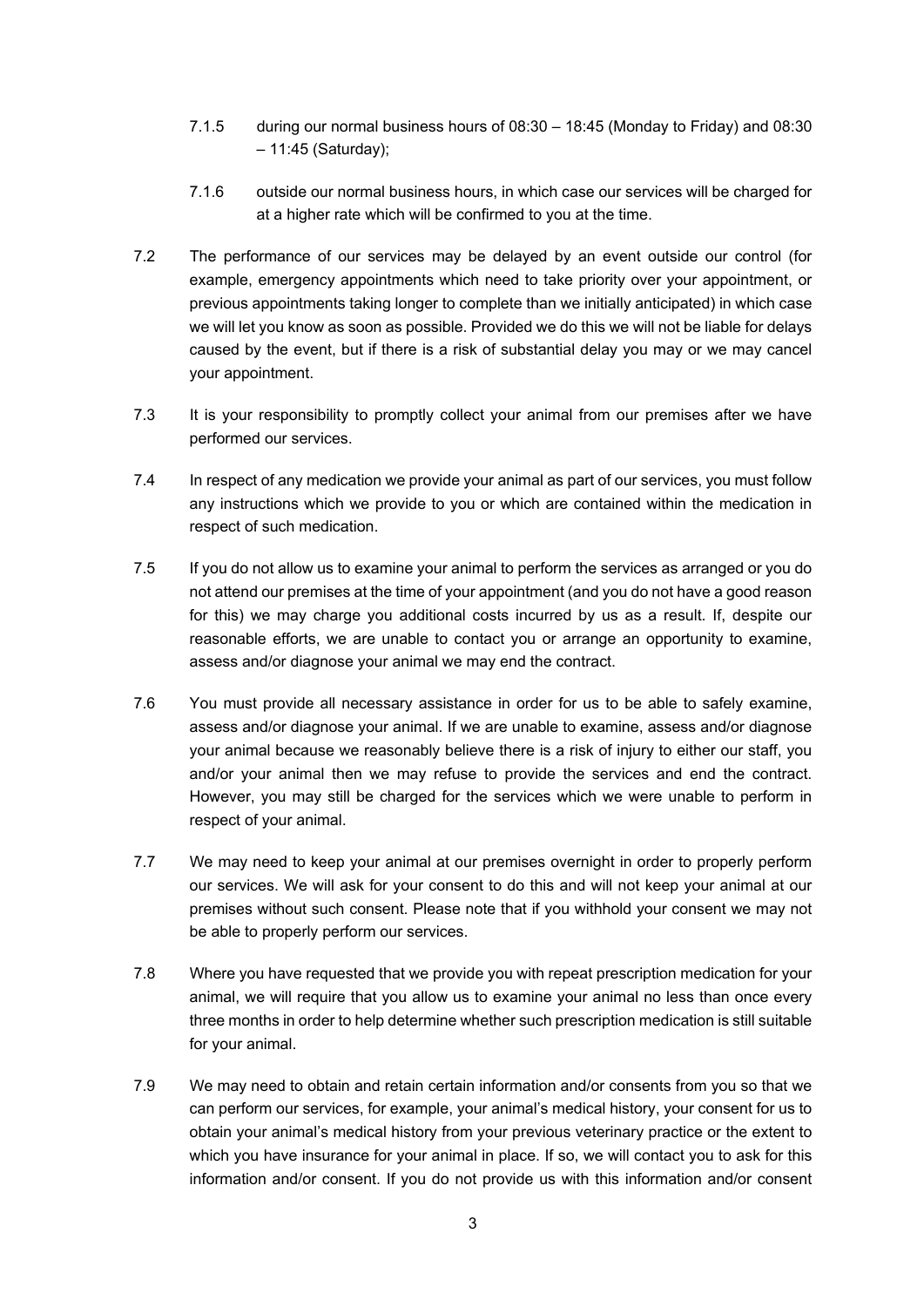7.1.5 during our normal business hours of 08:30 – 18:45 (Monday to Friday) and 08:30 – 11:45 (Saturday);

7.1.6 outside our normal business hours, in which case our services will be charged for at a higher rate which will be confirmed to you at the time.

7.2 The performance of our services may be delayed by an event outside our control (for example, emergency appointments which need to take priority over your appointment, or previous appointments taking longer to complete than we initially anticipated) in which case we will let you know as soon as possible. Provided we do this we will not be liable for delays caused by the event, but if there is a risk of substantial delay you may or we may cancel your appointment.

7.3 It is your responsibility to promptly collect your animal from our premises after we have performed our services.

7.4 In respect of any medication we provide your animal as part of our services, you must follow any instructions which we provide to you or which are contained within the medication in respect of such medication.

7.5 If you do not allow us to examine your animal to perform the services as arranged or you do not attend our premises at the time of your appointment (and you do not have a good reason for this) we may charge you additional costs incurred by us as a result. If, despite our reasonable efforts, we are unable to contact you or arrange an opportunity to examine, assess and/or diagnose your animal we may end the contract.

7.6 You must provide all necessary assistance in order for us to be able to safely examine, assess and/or diagnose your animal. If we are unable to examine, assess and/or diagnose your animal because we reasonably believe there is a risk of injury to either our staff, you and/or your animal then we may refuse to provide the services and end the contract. However, you may still be charged for the services which we were unable to perform in respect of your animal.

7.7 We may need to keep your animal at our premises overnight in order to properly perform our services. We will ask for your consent to do this and will not keep your animal at our premises without such consent. Please note that if you withhold your consent we may not be able to properly perform our services.

7.8 Where you have requested that we provide you with repeat prescription medication for your animal, we will require that you allow us to examine your animal no less than once every three months in order to help determine whether such prescription medication is still suitable for your animal.

7.9 We may need to obtain and retain certain information and/or consents from you so that we can perform our services, for example, your animal's medical history, your consent for us to obtain your animal's medical history from your previous veterinary practice or the extent to which you have insurance for your animal in place. If so, we will contact you to ask for this information and/or consent. If you do not provide us with this information and/or consent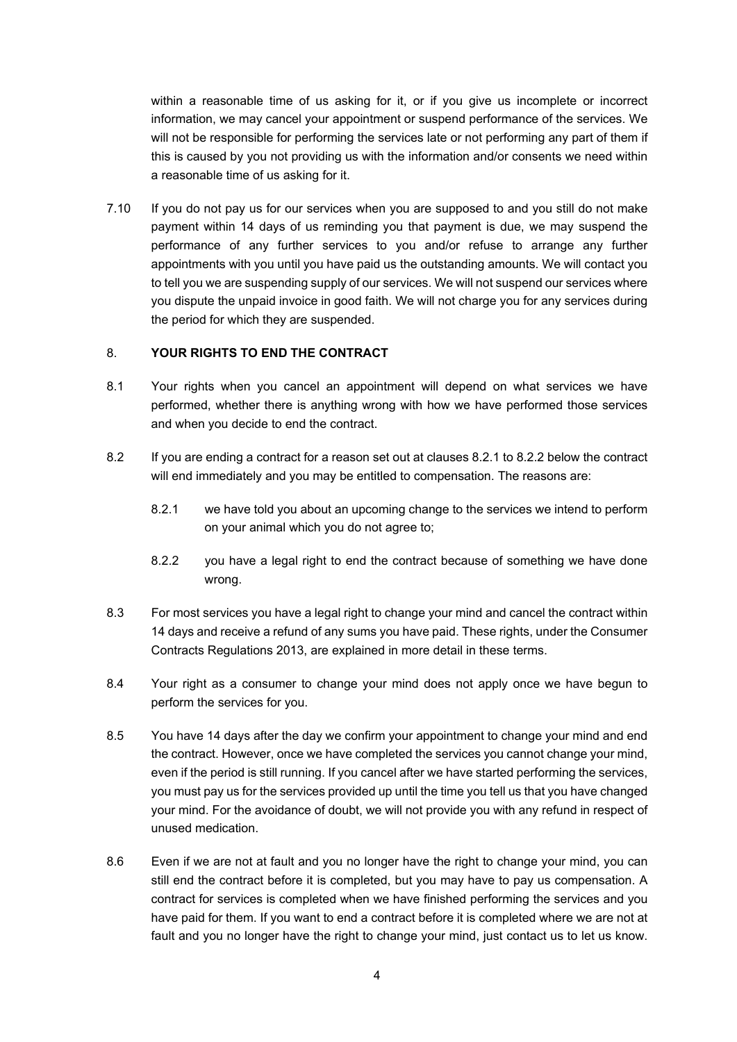within a reasonable time of us asking for it, or if you give us incomplete or incorrect information, we may cancel your appointment or suspend performance of the services. We will not be responsible for performing the services late or not performing any part of them if this is caused by you not providing us with the information and/or consents we need within a reasonable time of us asking for it.

7.10 If you do not pay us for our services when you are supposed to and you still do not make payment within 14 days of us reminding you that payment is due, we may suspend the performance of any further services to you and/or refuse to arrange any further appointments with you until you have paid us the outstanding amounts. We will contact you to tell you we are suspending supply of our services. We will not suspend our services where you dispute the unpaid invoice in good faith. We will not charge you for any services during the period for which they are suspended.

## 8. YOUR RIGHTS TO END THE CONTRACT

8.1 Your rights when you cancel an appointment will depend on what services we have performed, whether there is anything wrong with how we have performed those services and when you decide to end the contract.

8.2 If you are ending a contract for a reason set out at clauses 8.2.1 to 8.2.2 below the contract will end immediately and you may be entitled to compensation. The reasons are:

8.2.1 we have told you about an upcoming change to the services we intend to perform on your animal which you do not agree to;

8.2.2 you have a legal right to end the contract because of something we have done wrong.

8.3 For most services you have a legal right to change your mind and cancel the contract within 14 days and receive a refund of any sums you have paid. These rights, under the Consumer Contracts Regulations 2013, are explained in more detail in these terms.

8.4 Your right as a consumer to change your mind does not apply once we have begun to perform the services for you.

8.5 You have 14 days after the day we confirm your appointment to change your mind and end the contract. However, once we have completed the services you cannot change your mind, even if the period is still running. If you cancel after we have started performing the services, you must pay us for the services provided up until the time you tell us that you have changed your mind. For the avoidance of doubt, we will not provide you with any refund in respect of unused medication.

8.6 Even if we are not at fault and you no longer have the right to change your mind, you can still end the contract before it is completed, but you may have to pay us compensation. A contract for services is completed when we have finished performing the services and you have paid for them. If you want to end a contract before it is completed where we are not at fault and you no longer have the right to change your mind, just contact us to let us know.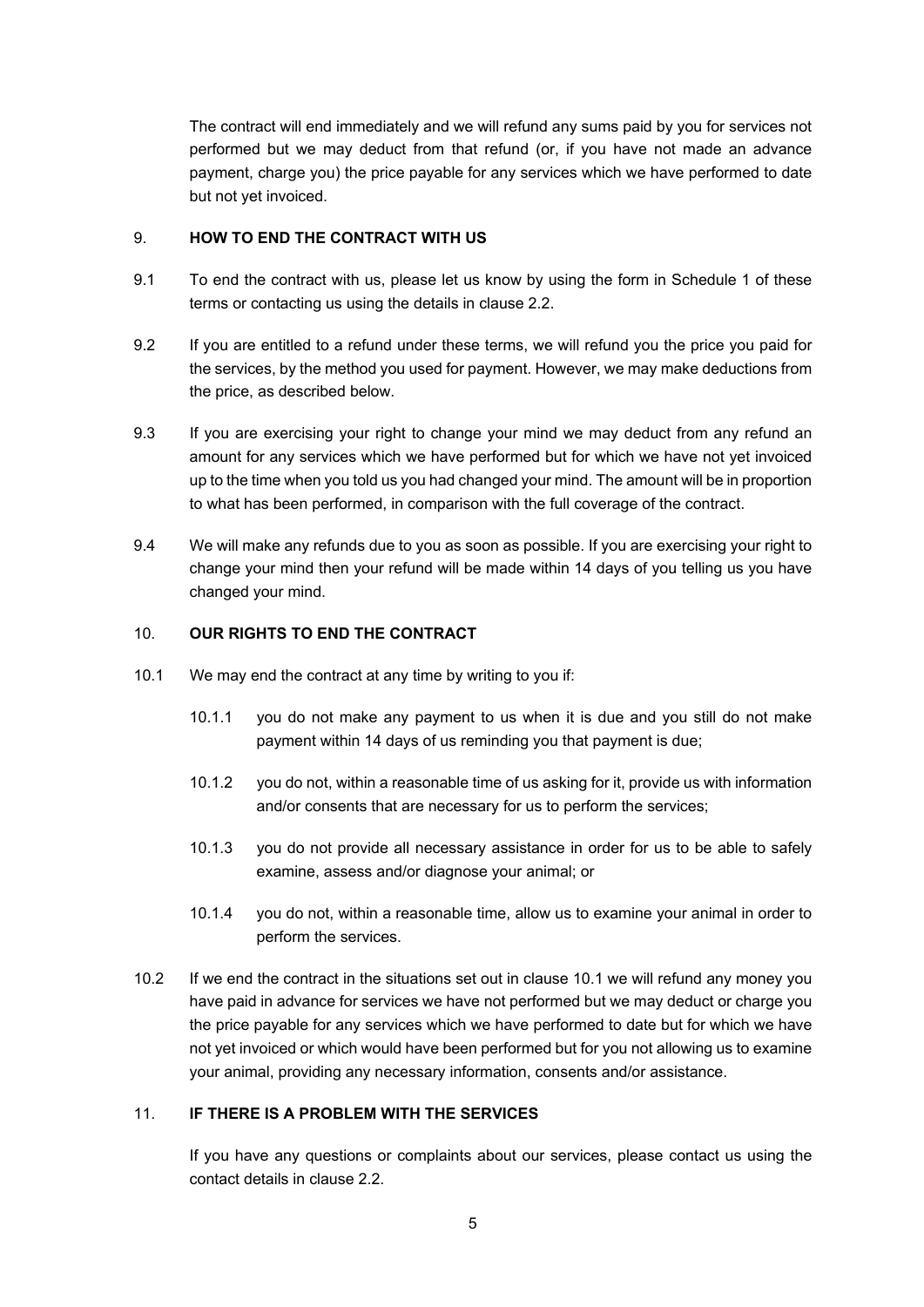The contract will end immediately and we will refund any sums paid by you for services not performed but we may deduct from that refund (or, if you have not made an advance payment, charge you) the price payable for any services which we have performed to date but not yet invoiced.

## 9. HOW TO END THE CONTRACT WITH US

9.1 To end the contract with us, please let us know by using the form in Schedule 1 of these terms or contacting us using the details in clause 2.2.

9.2 If you are entitled to a refund under these terms, we will refund you the price you paid for the services, by the method you used for payment. However, we may make deductions from the price, as described below.

9.3 If you are exercising your right to change your mind we may deduct from any refund an amount for any services which we have performed but for which we have not yet invoiced up to the time when you told us you had changed your mind. The amount will be in proportion to what has been performed, in comparison with the full coverage of the contract.

9.4 We will make any refunds due to you as soon as possible. If you are exercising your right to change your mind then your refund will be made within 14 days of you telling us you have changed your mind.

## 10. OUR RIGHTS TO END THE CONTRACT

10.1 We may end the contract at any time by writing to you if:

10.1.1 you do not make any payment to us when it is due and you still do not make payment within 14 days of us reminding you that payment is due;

10.1.2 you do not, within a reasonable time of us asking for it, provide us with information and/or consents that are necessary for us to perform the services;

10.1.3 you do not provide all necessary assistance in order for us to be able to safely examine, assess and/or diagnose your animal; or

10.1.4 you do not, within a reasonable time, allow us to examine your animal in order to perform the services.

10.2 If we end the contract in the situations set out in clause 10.1 we will refund any money you have paid in advance for services we have not performed but we may deduct or charge you the price payable for any services which we have performed to date but for which we have not yet invoiced or which would have been performed but for you not allowing us to examine your animal, providing any necessary information, consents and/or assistance.

## 11. IF THERE IS A PROBLEM WITH THE SERVICES

If you have any questions or complaints about our services, please contact us using the contact details in clause 2.2.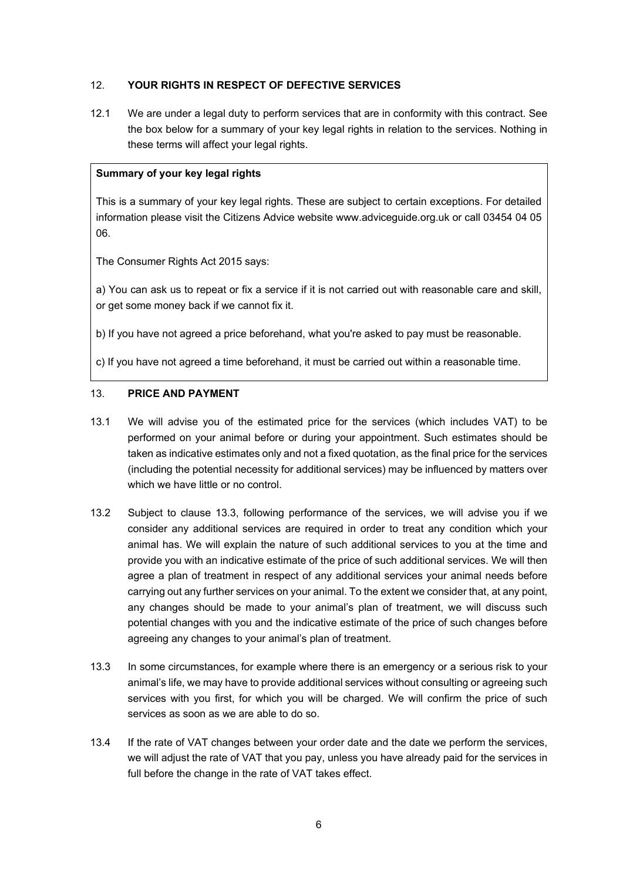## 12. YOUR RIGHTS IN RESPECT OF DEFECTIVE SERVICES

12.1 We are under a legal duty to perform services that are in conformity with this contract. See the box below for a summary of your key legal rights in relation to the services. Nothing in these terms will affect your legal rights.

> **Summary of your key legal rights**
>
> This is a summary of your key legal rights. These are subject to certain exceptions. For detailed information please visit the Citizens Advice website www.adviceguide.org.uk or call 03454 04 05 06.
>
> The Consumer Rights Act 2015 says:
>
> a) You can ask us to repeat or fix a service if it is not carried out with reasonable care and skill, or get some money back if we cannot fix it.
>
> b) If you have not agreed a price beforehand, what you're asked to pay must be reasonable.
>
> c) If you have not agreed a time beforehand, it must be carried out within a reasonable time.

## 13. PRICE AND PAYMENT

13.1 We will advise you of the estimated price for the services (which includes VAT) to be performed on your animal before or during your appointment. Such estimates should be taken as indicative estimates only and not a fixed quotation, as the final price for the services (including the potential necessity for additional services) may be influenced by matters over which we have little or no control.

13.2 Subject to clause 13.3, following performance of the services, we will advise you if we consider any additional services are required in order to treat any condition which your animal has. We will explain the nature of such additional services to you at the time and provide you with an indicative estimate of the price of such additional services. We will then agree a plan of treatment in respect of any additional services your animal needs before carrying out any further services on your animal. To the extent we consider that, at any point, any changes should be made to your animal's plan of treatment, we will discuss such potential changes with you and the indicative estimate of the price of such changes before agreeing any changes to your animal's plan of treatment.

13.3 In some circumstances, for example where there is an emergency or a serious risk to your animal's life, we may have to provide additional services without consulting or agreeing such services with you first, for which you will be charged. We will confirm the price of such services as soon as we are able to do so.

13.4 If the rate of VAT changes between your order date and the date we perform the services, we will adjust the rate of VAT that you pay, unless you have already paid for the services in full before the change in the rate of VAT takes effect.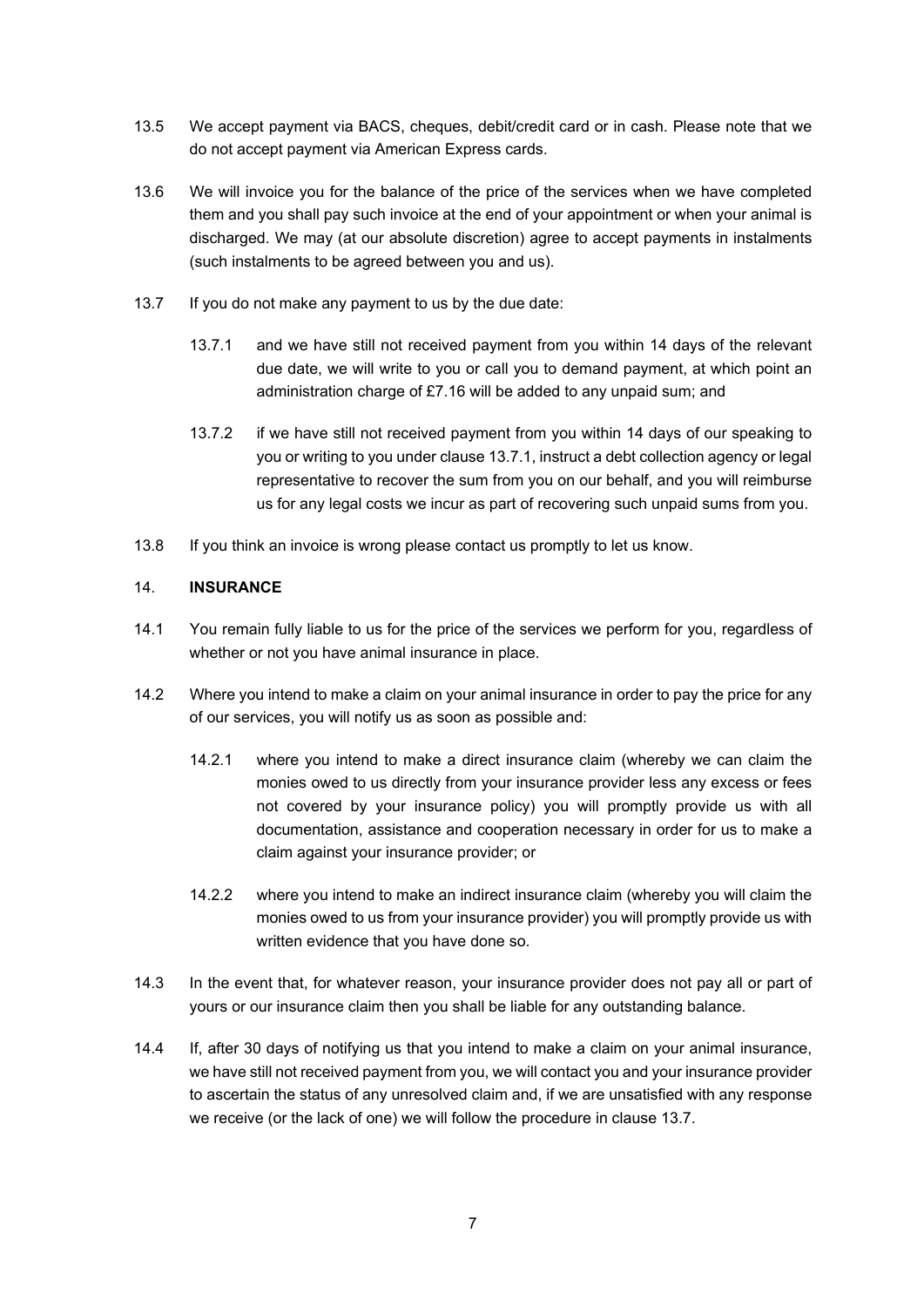13.5 We accept payment via BACS, cheques, debit/credit card or in cash. Please note that we do not accept payment via American Express cards.

13.6 We will invoice you for the balance of the price of the services when we have completed them and you shall pay such invoice at the end of your appointment or when your animal is discharged. We may (at our absolute discretion) agree to accept payments in instalments (such instalments to be agreed between you and us).

13.7 If you do not make any payment to us by the due date:

13.7.1 and we have still not received payment from you within 14 days of the relevant due date, we will write to you or call you to demand payment, at which point an administration charge of £7.16 will be added to any unpaid sum; and

13.7.2 if we have still not received payment from you within 14 days of our speaking to you or writing to you under clause 13.7.1, instruct a debt collection agency or legal representative to recover the sum from you on our behalf, and you will reimburse us for any legal costs we incur as part of recovering such unpaid sums from you.

13.8 If you think an invoice is wrong please contact us promptly to let us know.

## 14. **INSURANCE**

14.1 You remain fully liable to us for the price of the services we perform for you, regardless of whether or not you have animal insurance in place.

14.2 Where you intend to make a claim on your animal insurance in order to pay the price for any of our services, you will notify us as soon as possible and:

14.2.1 where you intend to make a direct insurance claim (whereby we can claim the monies owed to us directly from your insurance provider less any excess or fees not covered by your insurance policy) you will promptly provide us with all documentation, assistance and cooperation necessary in order for us to make a claim against your insurance provider; or

14.2.2 where you intend to make an indirect insurance claim (whereby you will claim the monies owed to us from your insurance provider) you will promptly provide us with written evidence that you have done so.

14.3 In the event that, for whatever reason, your insurance provider does not pay all or part of yours or our insurance claim then you shall be liable for any outstanding balance.

14.4 If, after 30 days of notifying us that you intend to make a claim on your animal insurance, we have still not received payment from you, we will contact you and your insurance provider to ascertain the status of any unresolved claim and, if we are unsatisfied with any response we receive (or the lack of one) we will follow the procedure in clause 13.7.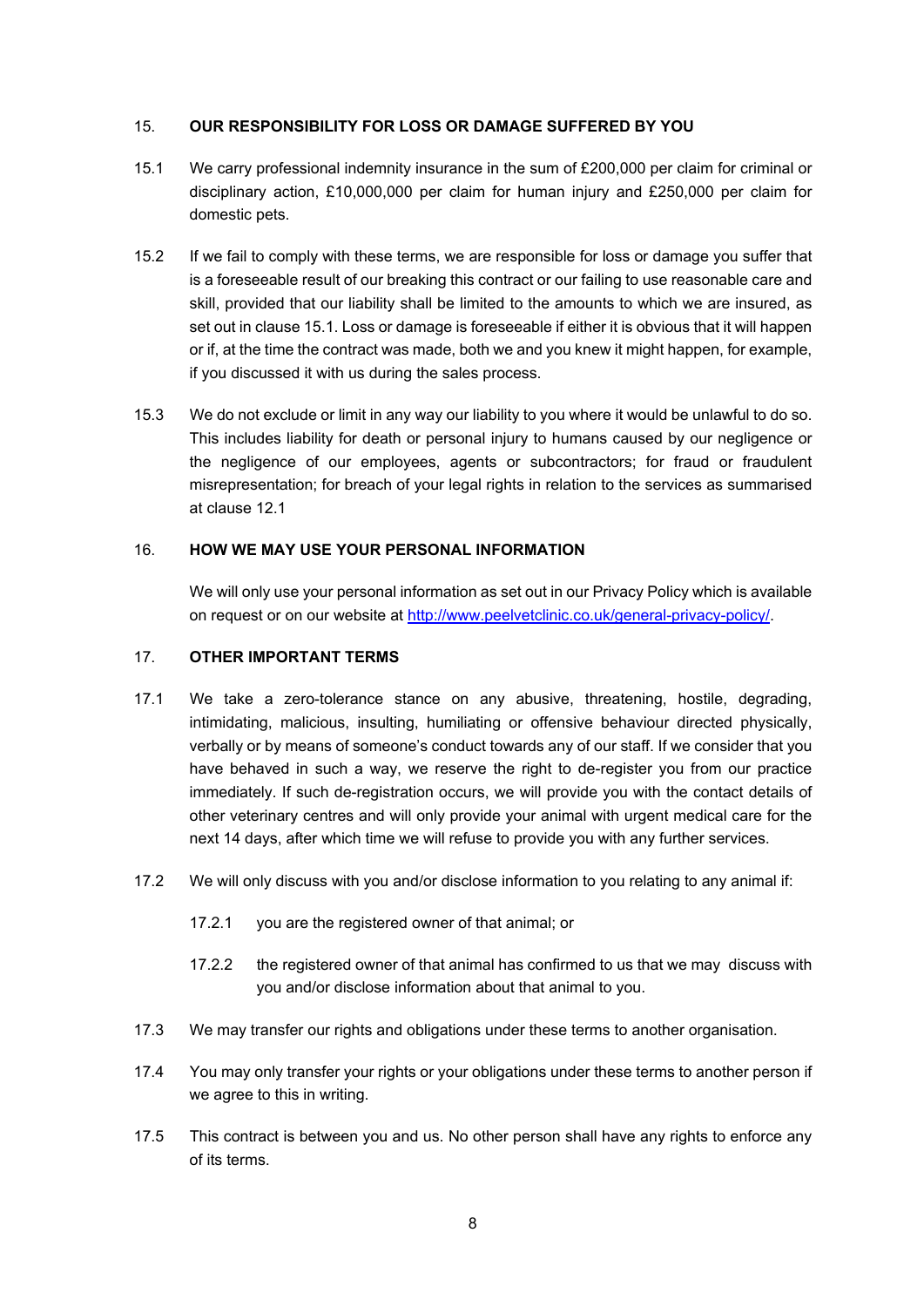## 15. OUR RESPONSIBILITY FOR LOSS OR DAMAGE SUFFERED BY YOU

15.1 We carry professional indemnity insurance in the sum of £200,000 per claim for criminal or disciplinary action, £10,000,000 per claim for human injury and £250,000 per claim for domestic pets.

15.2 If we fail to comply with these terms, we are responsible for loss or damage you suffer that is a foreseeable result of our breaking this contract or our failing to use reasonable care and skill, provided that our liability shall be limited to the amounts to which we are insured, as set out in clause 15.1. Loss or damage is foreseeable if either it is obvious that it will happen or if, at the time the contract was made, both we and you knew it might happen, for example, if you discussed it with us during the sales process.

15.3 We do not exclude or limit in any way our liability to you where it would be unlawful to do so. This includes liability for death or personal injury to humans caused by our negligence or the negligence of our employees, agents or subcontractors; for fraud or fraudulent misrepresentation; for breach of your legal rights in relation to the services as summarised at clause 12.1

## 16. HOW WE MAY USE YOUR PERSONAL INFORMATION

We will only use your personal information as set out in our Privacy Policy which is available on request or on our website at [http://www.peelvetclinic.co.uk/general-privacy-policy/](http://www.peelvetclinic.co.uk/general-privacy-policy/).

## 17. OTHER IMPORTANT TERMS

17.1 We take a zero-tolerance stance on any abusive, threatening, hostile, degrading, intimidating, malicious, insulting, humiliating or offensive behaviour directed physically, verbally or by means of someone's conduct towards any of our staff. If we consider that you have behaved in such a way, we reserve the right to de-register you from our practice immediately. If such de-registration occurs, we will provide you with the contact details of other veterinary centres and will only provide your animal with urgent medical care for the next 14 days, after which time we will refuse to provide you with any further services.

17.2 We will only discuss with you and/or disclose information to you relating to any animal if:

17.2.1 you are the registered owner of that animal; or

17.2.2 the registered owner of that animal has confirmed to us that we may discuss with you and/or disclose information about that animal to you.

17.3 We may transfer our rights and obligations under these terms to another organisation.

17.4 You may only transfer your rights or your obligations under these terms to another person if we agree to this in writing.

17.5 This contract is between you and us. No other person shall have any rights to enforce any of its terms.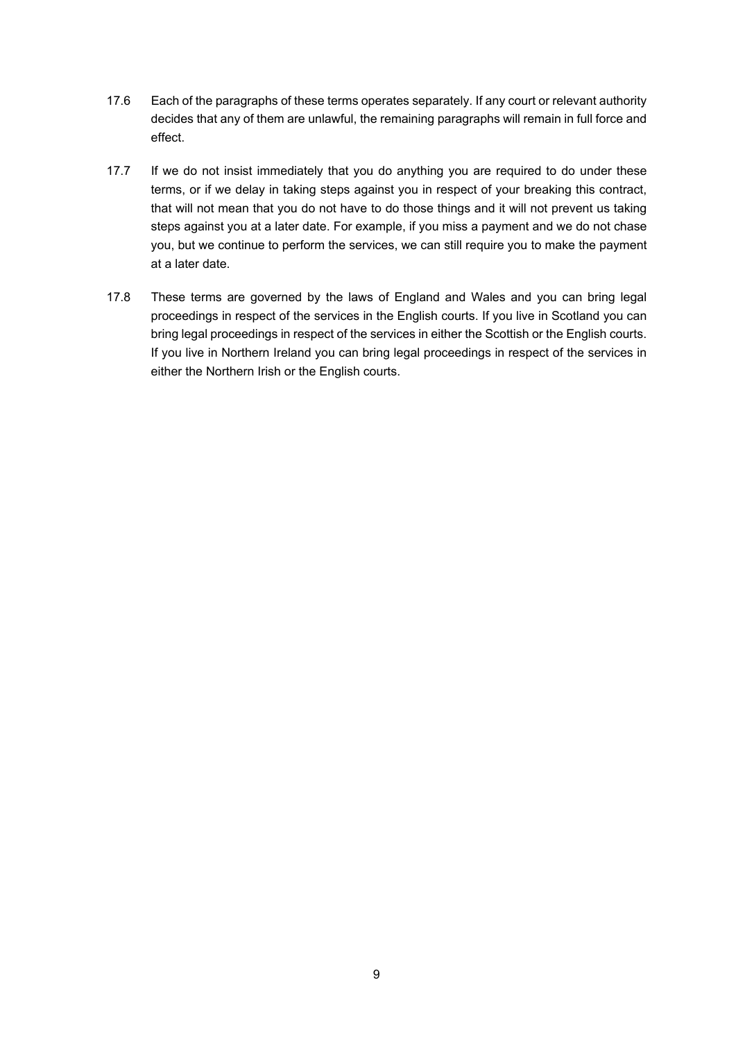17.6 Each of the paragraphs of these terms operates separately. If any court or relevant authority decides that any of them are unlawful, the remaining paragraphs will remain in full force and effect.

17.7 If we do not insist immediately that you do anything you are required to do under these terms, or if we delay in taking steps against you in respect of your breaking this contract, that will not mean that you do not have to do those things and it will not prevent us taking steps against you at a later date. For example, if you miss a payment and we do not chase you, but we continue to perform the services, we can still require you to make the payment at a later date.

17.8 These terms are governed by the laws of England and Wales and you can bring legal proceedings in respect of the services in the English courts. If you live in Scotland you can bring legal proceedings in respect of the services in either the Scottish or the English courts. If you live in Northern Ireland you can bring legal proceedings in respect of the services in either the Northern Irish or the English courts.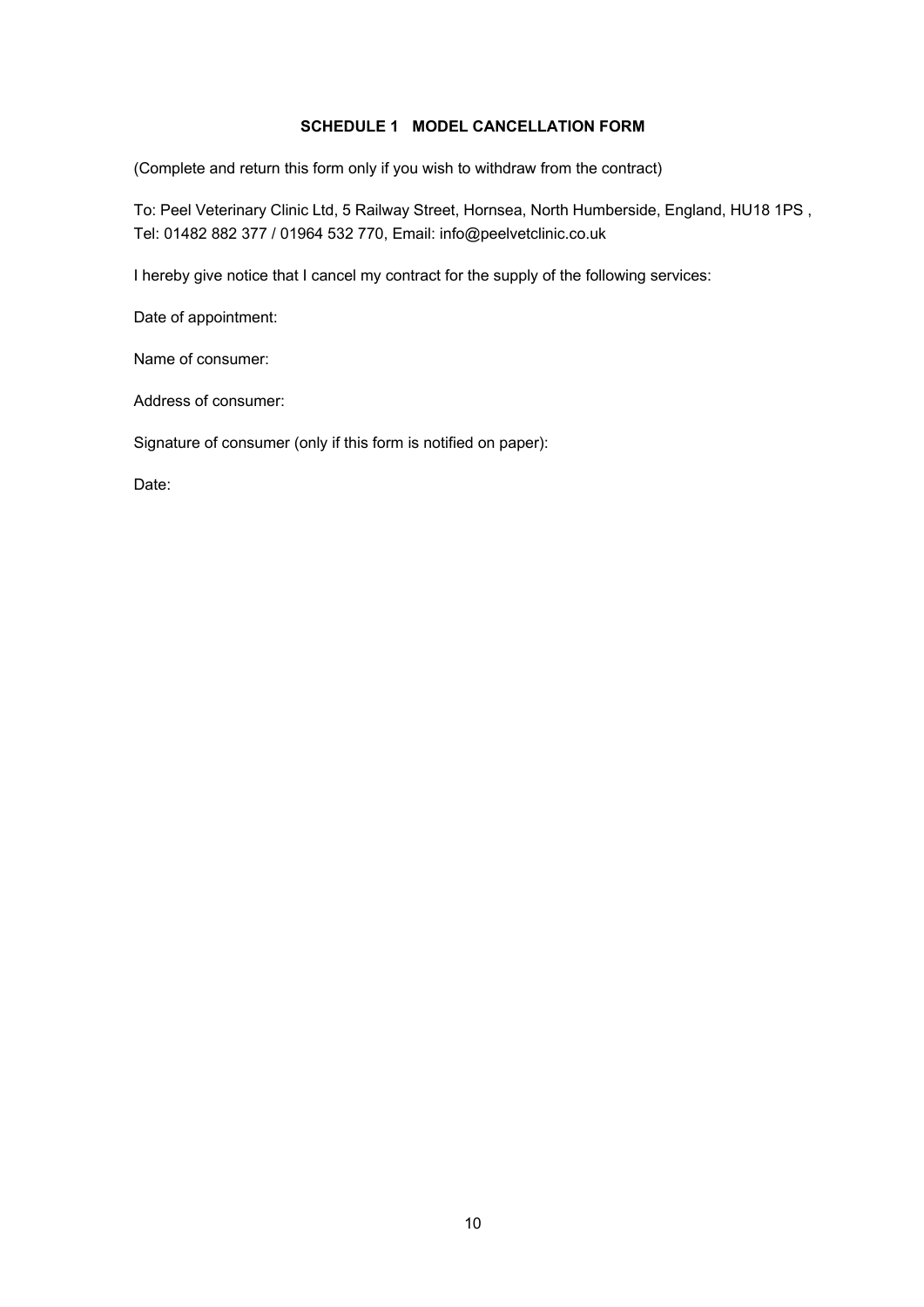## SCHEDULE 1 MODEL CANCELLATION FORM

(Complete and return this form only if you wish to withdraw from the contract)

To: Peel Veterinary Clinic Ltd, 5 Railway Street, Hornsea, North Humberside, England, HU18 1PS , Tel: 01482 882 377 / 01964 532 770, Email: info@peelvetclinic.co.uk

I hereby give notice that I cancel my contract for the supply of the following services:

Date of appointment:

Name of consumer:

Address of consumer:

Signature of consumer (only if this form is notified on paper):

Date: